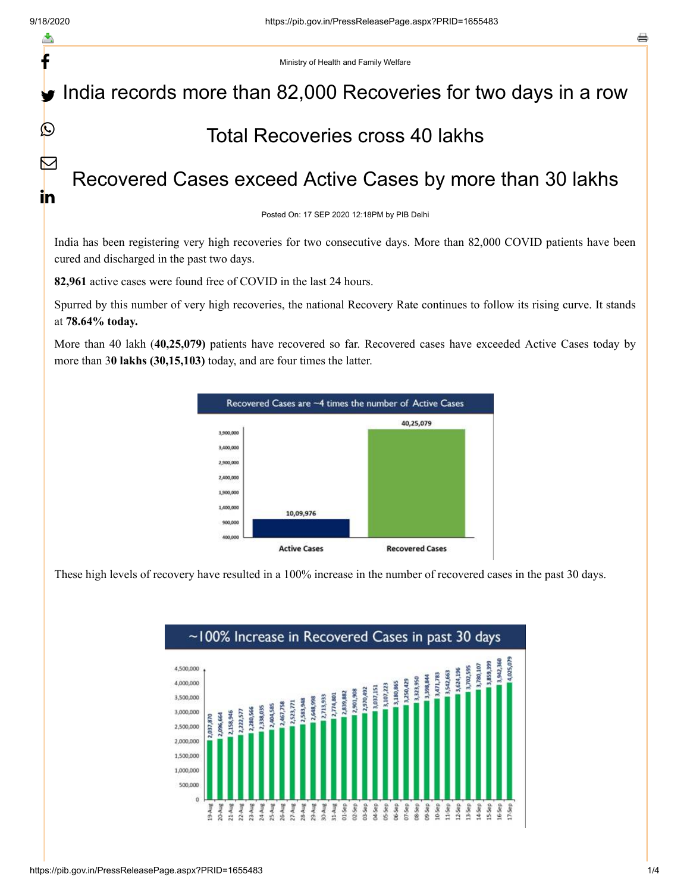Ministry of Health and Family Welfare

# India records more than 82,000 Recoveries for two days in a row

## Total Recoveries cross 40 lakhs

## Recovered Cases exceed Active Cases by more than 30 lakhs

Posted On: 17 SEP 2020 12:18PM by PIB Delhi

India has been registering very high recoveries for two consecutive days. More than 82,000 COVID patients have been cured and discharged in the past two days.

**82,961** active cases were found free of COVID in the last 24 hours.

Spurred by this number of very high recoveries, the national Recovery Rate continues to follow its rising curve. It stands at **78.64% today.**

More than 40 lakh (**40,25,079)** patients have recovered so far. Recovered cases have exceeded Active Cases today by more than 3**0 lakhs (30,15,103)** today, and are four times the latter.

Recovered Cases are ~4 times the number of Active Cases

| | Active Cases | Recovered Cases |
|---|---|---|
| | 10,09,976 | 40,25,079 |

These high levels of recovery have resulted in a 100% increase in the number of recovered cases in the past 30 days.

~100% Increase in Recovered Cases in past 30 days

| Date | Recovered Cases |
|---|---|
| 19-Aug | 2,037,870 |
| 20-Aug | 2,096,664 |
| 21-Aug | 2,158,946 |
| 22-Aug | 2,222,577 |
| 23-Aug | 2,280,566 |
| 24-Aug | 2,338,035 |
| 25-Aug | 2,404,585 |
| 26-Aug | 2,467,758 |
| 27-Aug | 2,523,771 |
| 28-Aug | 2,583,948 |
| 29-Aug | 2,648,998 |
| 30-Aug | 2,713,933 |
| 31-Aug | 2,774,801 |
| 01-Sep | 2,839,882 |
| 02-Sep | 2,901,908 |
| 03-Sep | 2,970,492 |
| 04-Sep | 3,037,151 |
| 05-Sep | 3,107,223 |
| 06-Sep | 3,180,865 |
| 07-Sep | 3,250,429 |
| 08-Sep | 3,323,950 |
| 09-Sep | 3,398,844 |
| 10-Sep | 3,471,783 |
| 11-Sep | 3,542,663 |
| 12-Sep | 3,624,196 |
| 13-Sep | 3,702,595 |
| 14-Sep | 3,780,107 |
| 15-Sep | 3,859,399 |
| 16-Sep | 3,942,360 |
| 17-Sep | 4,025,079 |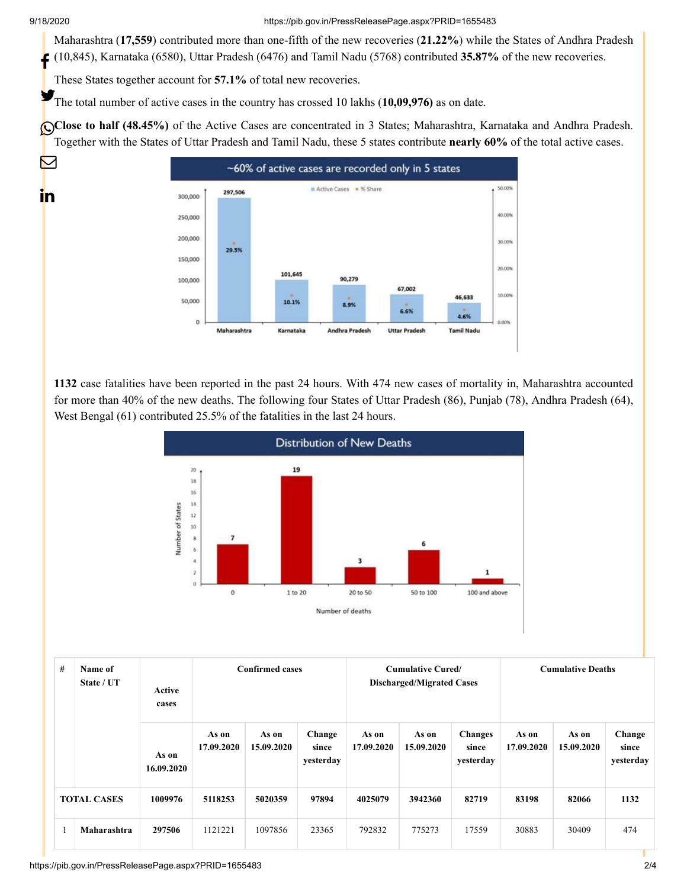Maharashtra (**17,559**) contributed more than one-fifth of the new recoveries (**21.22%**) while the States of Andhra Pradesh (10,845), Karnataka (6580), Uttar Pradesh (6476) and Tamil Nadu (5768) contributed **35.87%** of the new recoveries.

These States together account for **57.1%** of total new recoveries.

The total number of active cases in the country has crossed 10 lakhs (**10,09,976)** as on date.

**Close to half (48.45%)** of the Active Cases are concentrated in 3 States; Maharashtra, Karnataka and Andhra Pradesh. Together with the States of Uttar Pradesh and Tamil Nadu, these 5 states contribute **nearly 60%** of the total active cases.

**1132** case fatalities have been reported in the past 24 hours. With 474 new cases of mortality in, Maharashtra accounted for more than 40% of the new deaths. The following four States of Uttar Pradesh (86), Punjab (78), Andhra Pradesh (64), West Bengal (61) contributed 25.5% of the fatalities in the last 24 hours.

| # | Name of State / UT | Active cases | Confirmed cases | | | Cumulative Cured/ Discharged/Migrated Cases | | | Cumulative Deaths | | |
|---|---|---|---|---|---|---|---|---|---|---|---|
| | | As on 16.09.2020 | As on 17.09.2020 | As on 15.09.2020 | Change since yesterday | As on 17.09.2020 | As on 15.09.2020 | Changes since yesterday | As on 17.09.2020 | As on 15.09.2020 | Change since yesterday |
| **TOTAL CASES** | | **1009976** | **5118253** | **5020359** | **97894** | **4025079** | **3942360** | **82719** | **83198** | **82066** | **1132** |
| 1 | **Maharashtra** | **297506** | 1121221 | 1097856 | 23365 | 792832 | 775273 | 17559 | 30883 | 30409 | 474 |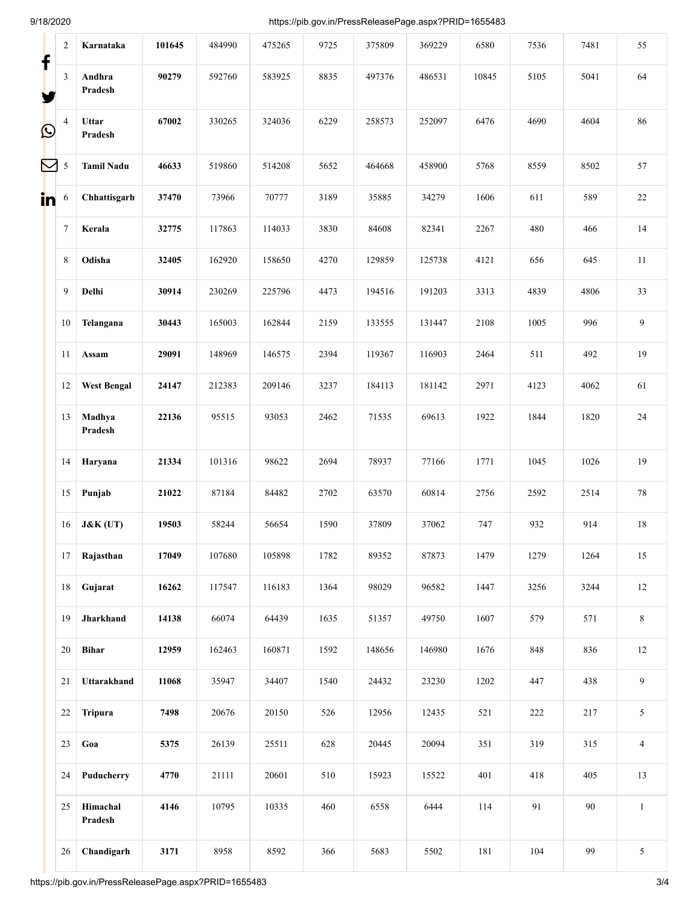| | | | | | | | | | | | |
|---|---|---|---|---|---|---|---|---|---|---|---|
| 2 | **Karnataka** | **101645** | 484990 | 475265 | 9725 | 375809 | 369229 | 6580 | 7536 | 7481 | 55 |
| 3 | **Andhra Pradesh** | **90279** | 592760 | 583925 | 8835 | 497376 | 486531 | 10845 | 5105 | 5041 | 64 |
| 4 | **Uttar Pradesh** | **67002** | 330265 | 324036 | 6229 | 258573 | 252097 | 6476 | 4690 | 4604 | 86 |
| 5 | **Tamil Nadu** | **46633** | 519860 | 514208 | 5652 | 464668 | 458900 | 5768 | 8559 | 8502 | 57 |
| 6 | **Chhattisgarh** | **37470** | 73966 | 70777 | 3189 | 35885 | 34279 | 1606 | 611 | 589 | 22 |
| 7 | **Kerala** | **32775** | 117863 | 114033 | 3830 | 84608 | 82341 | 2267 | 480 | 466 | 14 |
| 8 | **Odisha** | **32405** | 162920 | 158650 | 4270 | 129859 | 125738 | 4121 | 656 | 645 | 11 |
| 9 | **Delhi** | **30914** | 230269 | 225796 | 4473 | 194516 | 191203 | 3313 | 4839 | 4806 | 33 |
| 10 | **Telangana** | **30443** | 165003 | 162844 | 2159 | 133555 | 131447 | 2108 | 1005 | 996 | 9 |
| 11 | **Assam** | **29091** | 148969 | 146575 | 2394 | 119367 | 116903 | 2464 | 511 | 492 | 19 |
| 12 | **West Bengal** | **24147** | 212383 | 209146 | 3237 | 184113 | 181142 | 2971 | 4123 | 4062 | 61 |
| 13 | **Madhya Pradesh** | **22136** | 95515 | 93053 | 2462 | 71535 | 69613 | 1922 | 1844 | 1820 | 24 |
| 14 | **Haryana** | **21334** | 101316 | 98622 | 2694 | 78937 | 77166 | 1771 | 1045 | 1026 | 19 |
| 15 | **Punjab** | **21022** | 87184 | 84482 | 2702 | 63570 | 60814 | 2756 | 2592 | 2514 | 78 |
| 16 | **J&K (UT)** | **19503** | 58244 | 56654 | 1590 | 37809 | 37062 | 747 | 932 | 914 | 18 |
| 17 | **Rajasthan** | **17049** | 107680 | 105898 | 1782 | 89352 | 87873 | 1479 | 1279 | 1264 | 15 |
| 18 | **Gujarat** | **16262** | 117547 | 116183 | 1364 | 98029 | 96582 | 1447 | 3256 | 3244 | 12 |
| 19 | **Jharkhand** | **14138** | 66074 | 64439 | 1635 | 51357 | 49750 | 1607 | 579 | 571 | 8 |
| 20 | **Bihar** | **12959** | 162463 | 160871 | 1592 | 148656 | 146980 | 1676 | 848 | 836 | 12 |
| 21 | **Uttarakhand** | **11068** | 35947 | 34407 | 1540 | 24432 | 23230 | 1202 | 447 | 438 | 9 |
| 22 | **Tripura** | **7498** | 20676 | 20150 | 526 | 12956 | 12435 | 521 | 222 | 217 | 5 |
| 23 | **Goa** | **5375** | 26139 | 25511 | 628 | 20445 | 20094 | 351 | 319 | 315 | 4 |
| 24 | **Puducherry** | **4770** | 21111 | 20601 | 510 | 15923 | 15522 | 401 | 418 | 405 | 13 |
| 25 | **Himachal Pradesh** | **4146** | 10795 | 10335 | 460 | 6558 | 6444 | 114 | 91 | 90 | 1 |
| 26 | **Chandigarh** | **3171** | 8958 | 8592 | 366 | 5683 | 5502 | 181 | 104 | 99 | 5 |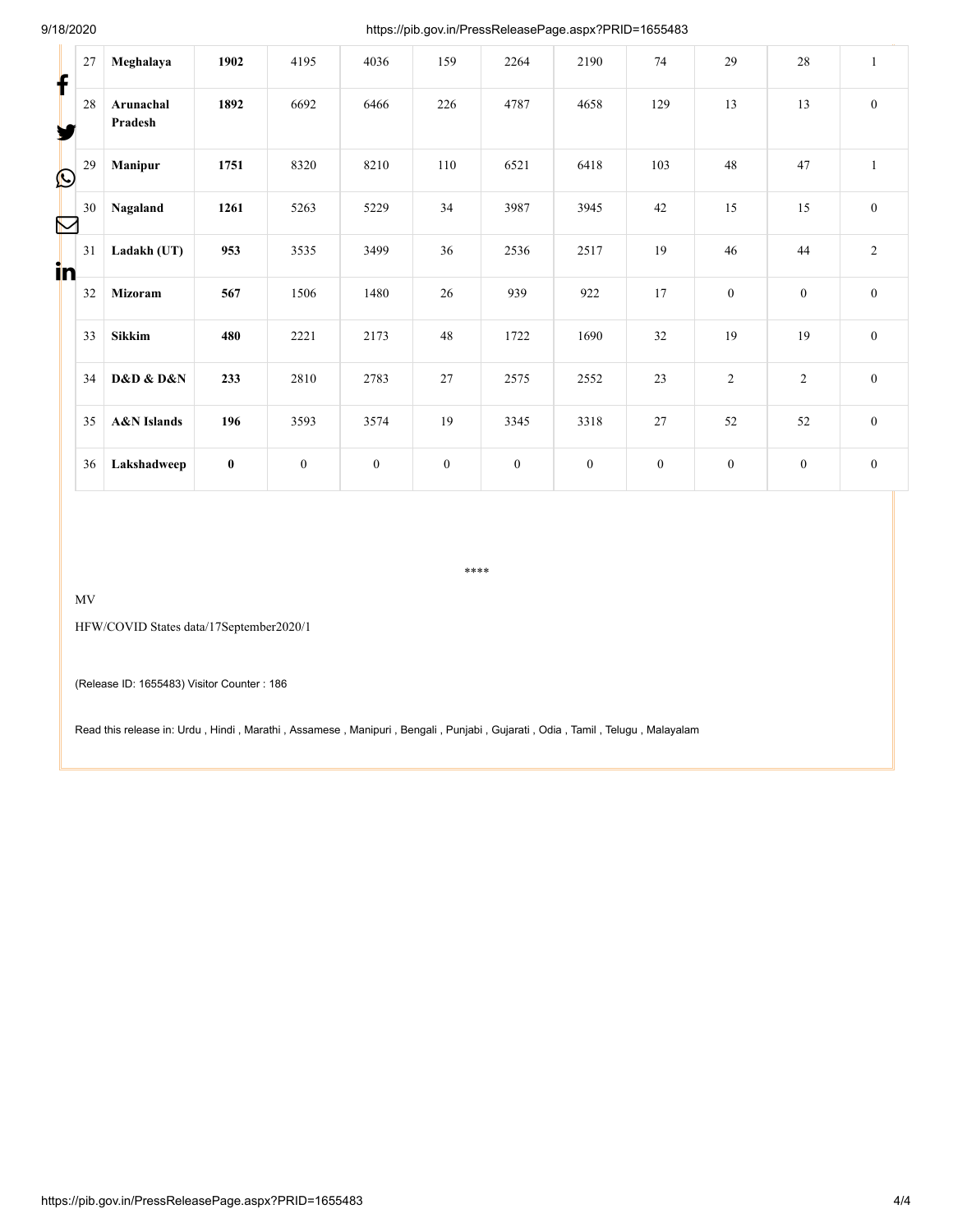| | | | | | | | | | | | |
|---|---|---|---|---|---|---|---|---|---|---|---|
| 27 | **Meghalaya** | **1902** | 4195 | 4036 | 159 | 2264 | 2190 | 74 | 29 | 28 | 1 |
| 28 | **Arunachal Pradesh** | **1892** | 6692 | 6466 | 226 | 4787 | 4658 | 129 | 13 | 13 | 0 |
| 29 | **Manipur** | **1751** | 8320 | 8210 | 110 | 6521 | 6418 | 103 | 48 | 47 | 1 |
| 30 | **Nagaland** | **1261** | 5263 | 5229 | 34 | 3987 | 3945 | 42 | 15 | 15 | 0 |
| 31 | **Ladakh (UT)** | **953** | 3535 | 3499 | 36 | 2536 | 2517 | 19 | 46 | 44 | 2 |
| 32 | **Mizoram** | **567** | 1506 | 1480 | 26 | 939 | 922 | 17 | 0 | 0 | 0 |
| 33 | **Sikkim** | **480** | 2221 | 2173 | 48 | 1722 | 1690 | 32 | 19 | 19 | 0 |
| 34 | **D&D & D&N** | **233** | 2810 | 2783 | 27 | 2575 | 2552 | 23 | 2 | 2 | 0 |
| 35 | **A&N Islands** | **196** | 3593 | 3574 | 19 | 3345 | 3318 | 27 | 52 | 52 | 0 |
| 36 | **Lakshadweep** | **0** | 0 | 0 | 0 | 0 | 0 | 0 | 0 | 0 | 0 |

****

MV

HFW/COVID States data/17September2020/1

(Release ID: 1655483) Visitor Counter : 186

Read this release in: Urdu , Hindi , Marathi , Assamese , Manipuri , Bengali , Punjabi , Gujarati , Odia , Tamil , Telugu , Malayalam